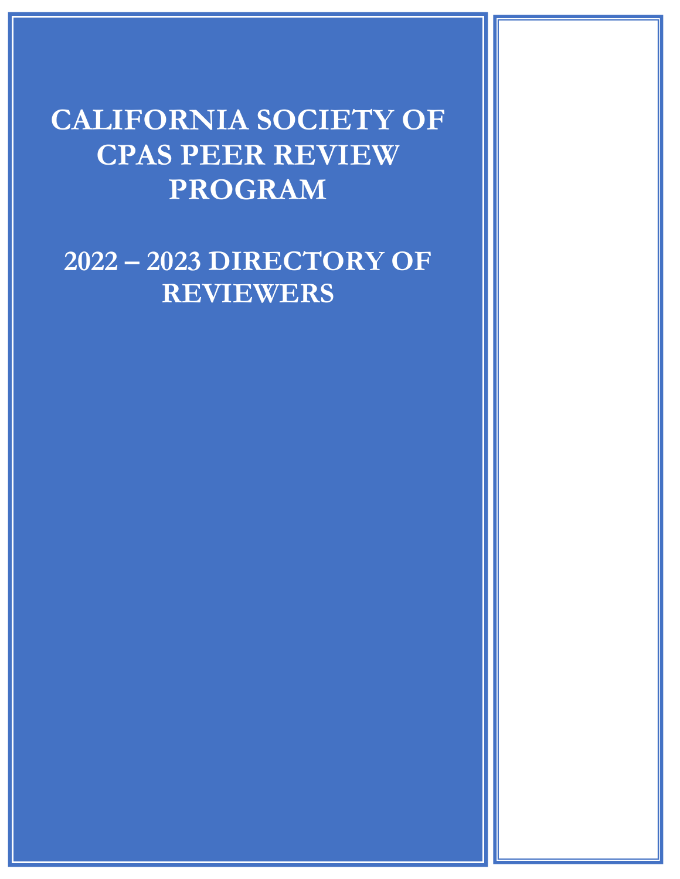# CALIFORNIA SOCIETY OF CPAS PEER REVIEW PROGRAM

# 2022 – 2023 DIRECTORY OF REVIEWERS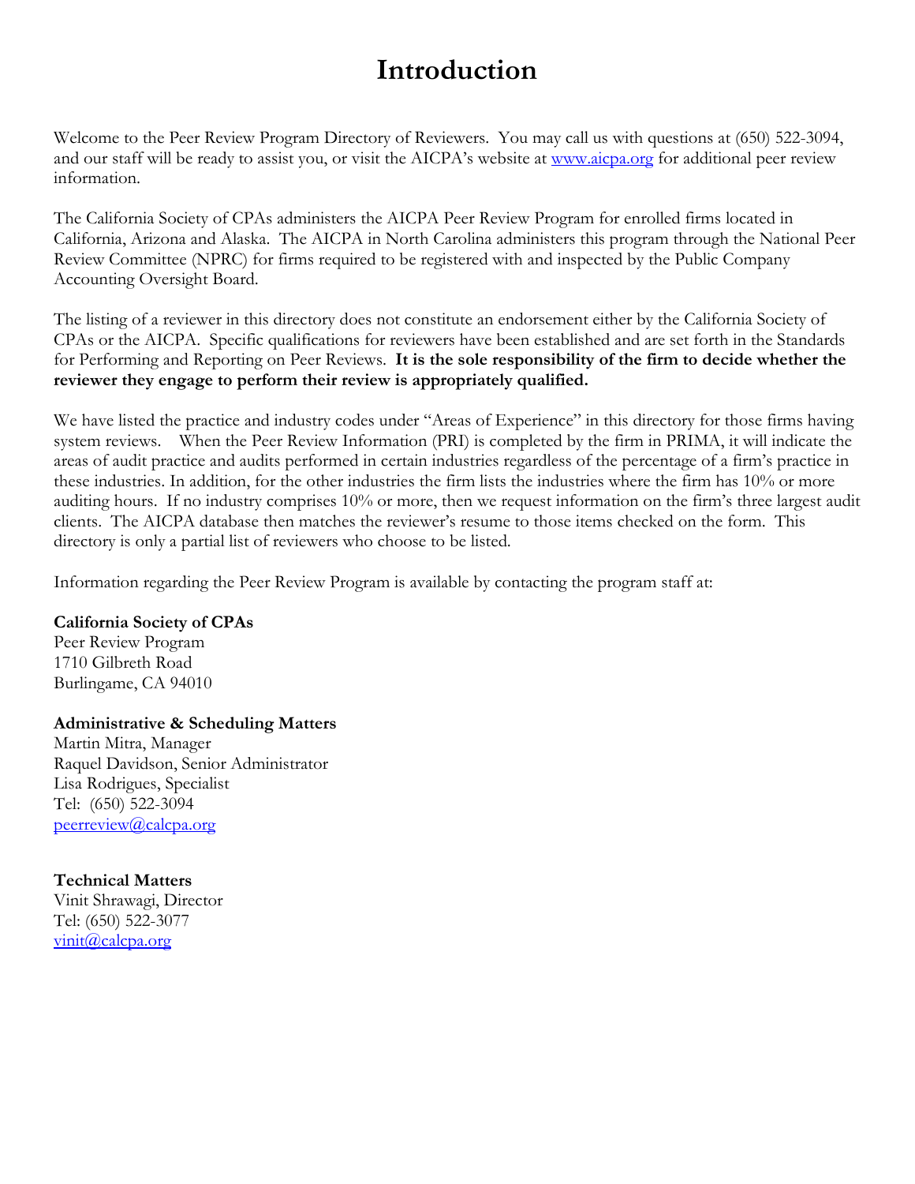# Introduction

Welcome to the Peer Review Program Directory of Reviewers. You may call us with questions at (650) 522-3094, and our staff will be ready to assist you, or visit the AICPA's website at [www.aicpa.org](http://www.aicpa.org) for additional peer review information.

The California Society of CPAs administers the AICPA Peer Review Program for enrolled firms located in California, Arizona and Alaska. The AICPA in North Carolina administers this program through the National Peer Review Committee (NPRC) for firms required to be registered with and inspected by the Public Company Accounting Oversight Board.

The listing of a reviewer in this directory does not constitute an endorsement either by the California Society of CPAs or the AICPA. Specific qualifications for reviewers have been established and are set forth in the Standards for Performing and Reporting on Peer Reviews. **It is the sole responsibility of the firm to decide whether the reviewer they engage to perform their review is appropriately qualified.**

We have listed the practice and industry codes under "Areas of Experience" in this directory for those firms having system reviews. When the Peer Review Information (PRI) is completed by the firm in PRIMA, it will indicate the areas of audit practice and audits performed in certain industries regardless of the percentage of a firm's practice in these industries. In addition, for the other industries the firm lists the industries where the firm has 10% or more auditing hours. If no industry comprises 10% or more, then we request information on the firm's three largest audit clients. The AICPA database then matches the reviewer's resume to those items checked on the form. This directory is only a partial list of reviewers who choose to be listed.

Information regarding the Peer Review Program is available by contacting the program staff at:

**California Society of CPAs**
Peer Review Program
1710 Gilbreth Road
Burlingame, CA 94010

**Administrative & Scheduling Matters**
Martin Mitra, Manager
Raquel Davidson, Senior Administrator
Lisa Rodrigues, Specialist
Tel: (650) 522-3094
[peerreview@calcpa.org](mailto:peerreview@calcpa.org)

**Technical Matters**
Vinit Shrawagi, Director
Tel: (650) 522-3077
[vinit@calcpa.org](mailto:vinit@calcpa.org)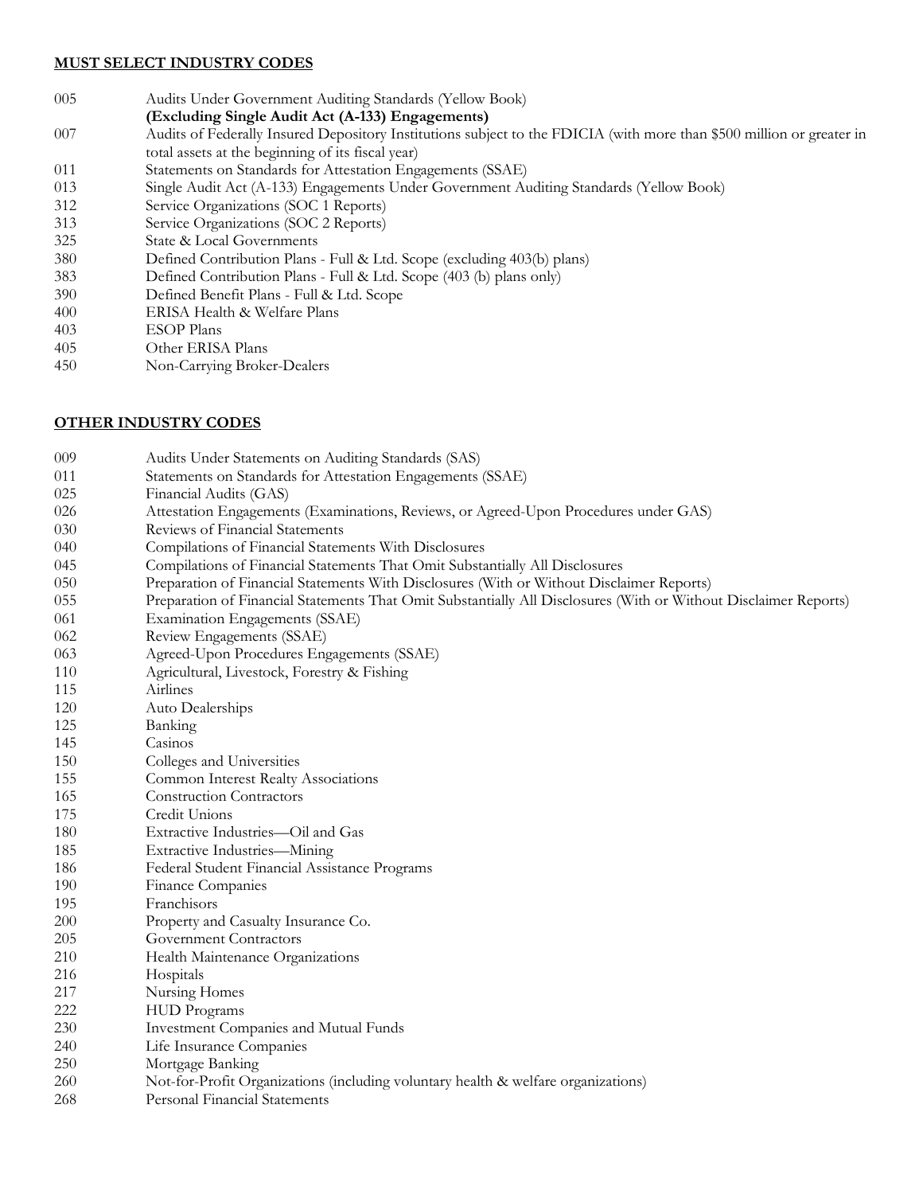**MUST SELECT INDUSTRY CODES**

| | |
|---|---|
| 005 | Audits Under Government Auditing Standards (Yellow Book) **(Excluding Single Audit Act (A-133) Engagements)** |
| 007 | Audits of Federally Insured Depository Institutions subject to the FDICIA (with more than $500 million or greater in total assets at the beginning of its fiscal year) |
| 011 | Statements on Standards for Attestation Engagements (SSAE) |
| 013 | Single Audit Act (A-133) Engagements Under Government Auditing Standards (Yellow Book) |
| 312 | Service Organizations (SOC 1 Reports) |
| 313 | Service Organizations (SOC 2 Reports) |
| 325 | State & Local Governments |
| 380 | Defined Contribution Plans - Full & Ltd. Scope (excluding 403(b) plans) |
| 383 | Defined Contribution Plans - Full & Ltd. Scope (403 (b) plans only) |
| 390 | Defined Benefit Plans - Full & Ltd. Scope |
| 400 | ERISA Health & Welfare Plans |
| 403 | ESOP Plans |
| 405 | Other ERISA Plans |
| 450 | Non-Carrying Broker-Dealers |

**OTHER INDUSTRY CODES**

| | |
|---|---|
| 009 | Audits Under Statements on Auditing Standards (SAS) |
| 011 | Statements on Standards for Attestation Engagements (SSAE) |
| 025 | Financial Audits (GAS) |
| 026 | Attestation Engagements (Examinations, Reviews, or Agreed-Upon Procedures under GAS) |
| 030 | Reviews of Financial Statements |
| 040 | Compilations of Financial Statements With Disclosures |
| 045 | Compilations of Financial Statements That Omit Substantially All Disclosures |
| 050 | Preparation of Financial Statements With Disclosures (With or Without Disclaimer Reports) |
| 055 | Preparation of Financial Statements That Omit Substantially All Disclosures (With or Without Disclaimer Reports) |
| 061 | Examination Engagements (SSAE) |
| 062 | Review Engagements (SSAE) |
| 063 | Agreed-Upon Procedures Engagements (SSAE) |
| 110 | Agricultural, Livestock, Forestry & Fishing |
| 115 | Airlines |
| 120 | Auto Dealerships |
| 125 | Banking |
| 145 | Casinos |
| 150 | Colleges and Universities |
| 155 | Common Interest Realty Associations |
| 165 | Construction Contractors |
| 175 | Credit Unions |
| 180 | Extractive Industries—Oil and Gas |
| 185 | Extractive Industries—Mining |
| 186 | Federal Student Financial Assistance Programs |
| 190 | Finance Companies |
| 195 | Franchisors |
| 200 | Property and Casualty Insurance Co. |
| 205 | Government Contractors |
| 210 | Health Maintenance Organizations |
| 216 | Hospitals |
| 217 | Nursing Homes |
| 222 | HUD Programs |
| 230 | Investment Companies and Mutual Funds |
| 240 | Life Insurance Companies |
| 250 | Mortgage Banking |
| 260 | Not-for-Profit Organizations (including voluntary health & welfare organizations) |
| 268 | Personal Financial Statements |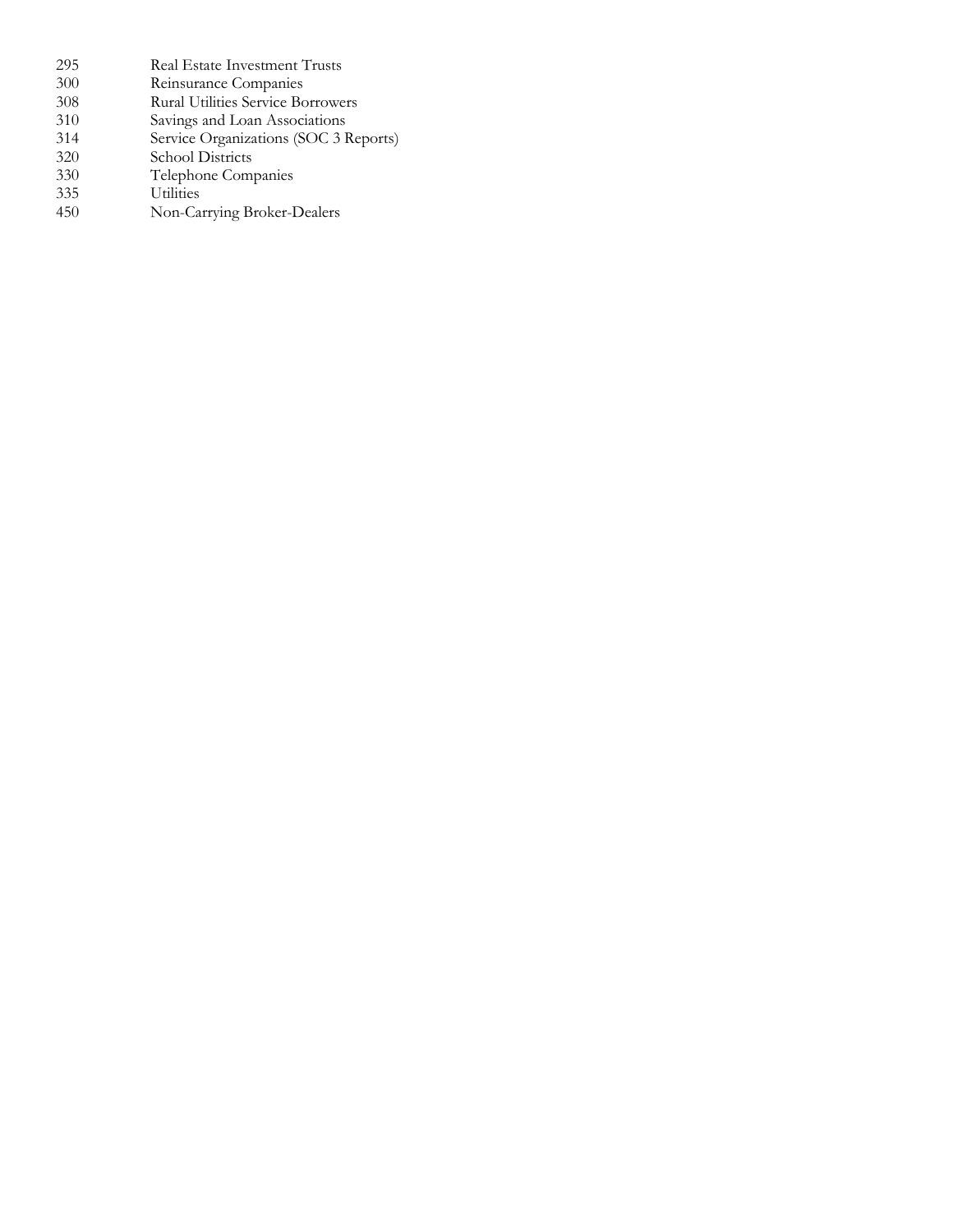| | |
|---|---|
| 295 | Real Estate Investment Trusts |
| 300 | Reinsurance Companies |
| 308 | Rural Utilities Service Borrowers |
| 310 | Savings and Loan Associations |
| 314 | Service Organizations (SOC 3 Reports) |
| 320 | School Districts |
| 330 | Telephone Companies |
| 335 | Utilities |
| 450 | Non-Carrying Broker-Dealers |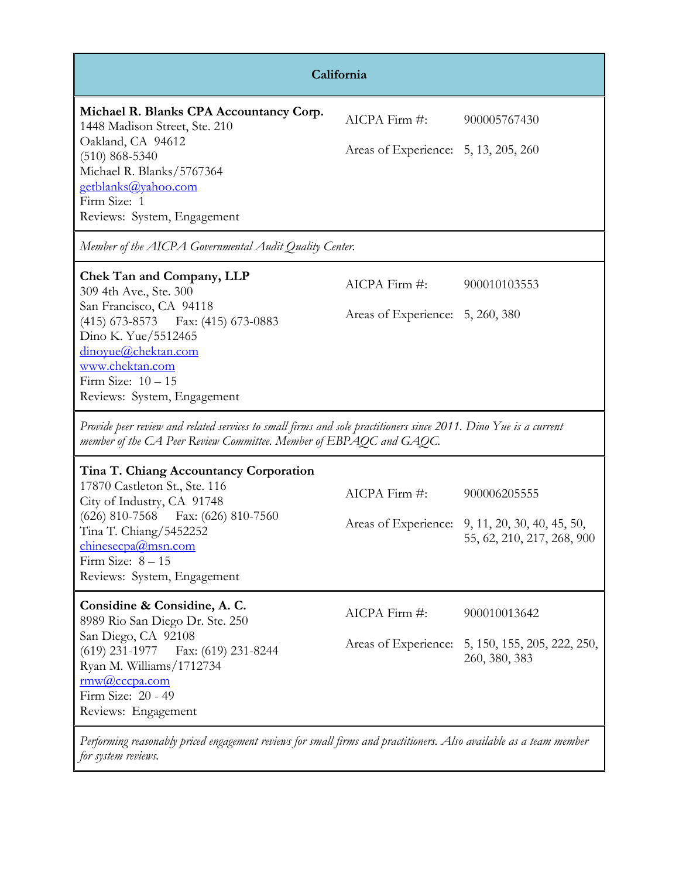## California

**Michael R. Blanks CPA Accountancy Corp.**
1448 Madison Street, Ste. 210
Oakland, CA 94612
(510) 868-5340
Michael R. Blanks/5767364
getblanks@yahoo.com
Firm Size: 1
Reviews: System, Engagement

AICPA Firm #: 900005767430

Areas of Experience: 5, 13, 205, 260

*Member of the AICPA Governmental Audit Quality Center.*

---

**Chek Tan and Company, LLP**
309 4th Ave., Ste. 300
San Francisco, CA 94118
(415) 673-8573 Fax: (415) 673-0883
Dino K. Yue/5512465
dinoyue@chektan.com
www.chektan.com
Firm Size: 10 – 15
Reviews: System, Engagement

AICPA Firm #: 900010103553

Areas of Experience: 5, 260, 380

*Provide peer review and related services to small firms and sole practitioners since 2011. Dino Yue is a current member of the CA Peer Review Committee. Member of EBPAQC and GAQC.*

---

**Tina T. Chiang Accountancy Corporation**
17870 Castleton St., Ste. 116
City of Industry, CA 91748
(626) 810-7568 Fax: (626) 810-7560
Tina T. Chiang/5452252
chinesecpa@msn.com
Firm Size: 8 – 15
Reviews: System, Engagement

AICPA Firm #: 900006205555

Areas of Experience: 9, 11, 20, 30, 40, 45, 50, 55, 62, 210, 217, 268, 900

---

**Considine & Considine, A. C.**
8989 Rio San Diego Dr. Ste. 250
San Diego, CA 92108
(619) 231-1977 Fax: (619) 231-8244
Ryan M. Williams/1712734
rmw@cccpa.com
Firm Size: 20 - 49
Reviews: Engagement

AICPA Firm #: 900010013642

Areas of Experience: 5, 150, 155, 205, 222, 250, 260, 380, 383

*Performing reasonably priced engagement reviews for small firms and practitioners. Also available as a team member for system reviews.*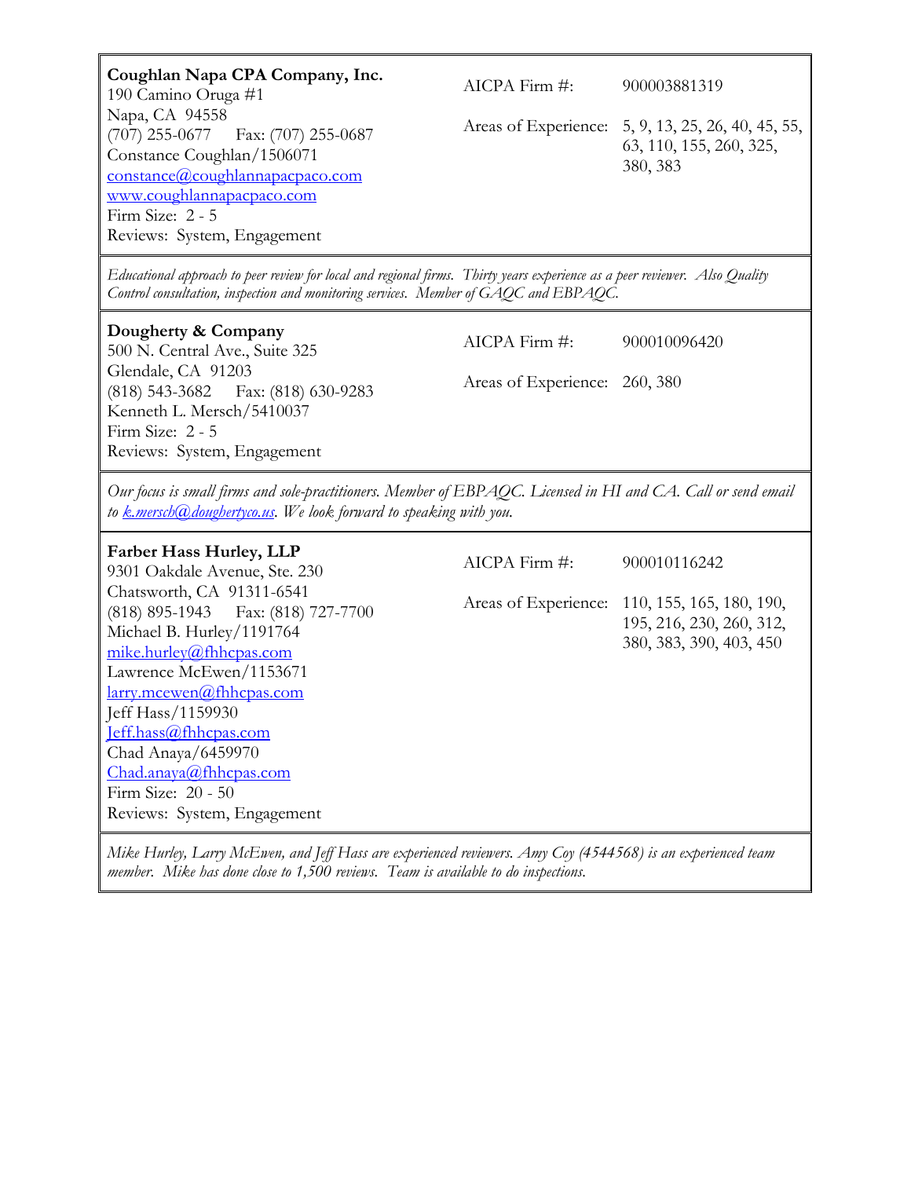**Coughlan Napa CPA Company, Inc.**
190 Camino Oruga #1
Napa, CA 94558
(707) 255-0677 Fax: (707) 255-0687
Constance Coughlan/1506071
constance@coughlannapacpaco.com
www.coughlannapacpaco.com
Firm Size: 2 - 5
Reviews: System, Engagement

AICPA Firm #: 900003881319

Areas of Experience: 5, 9, 13, 25, 26, 40, 45, 55, 63, 110, 155, 260, 325, 380, 383

*Educational approach to peer review for local and regional firms. Thirty years experience as a peer reviewer. Also Quality Control consultation, inspection and monitoring services. Member of GAQC and EBPAQC.*

---

**Dougherty & Company**
500 N. Central Ave., Suite 325
Glendale, CA 91203
(818) 543-3682 Fax: (818) 630-9283
Kenneth L. Mersch/5410037
Firm Size: 2 - 5
Reviews: System, Engagement

AICPA Firm #: 900010096420

Areas of Experience: 260, 380

*Our focus is small firms and sole-practitioners. Member of EBPAQC. Licensed in HI and CA. Call or send email to k.mersch@doughertyco.us. We look forward to speaking with you.*

---

**Farber Hass Hurley, LLP**
9301 Oakdale Avenue, Ste. 230
Chatsworth, CA 91311-6541
(818) 895-1943 Fax: (818) 727-7700
Michael B. Hurley/1191764
mike.hurley@fhhcpas.com
Lawrence McEwen/1153671
larry.mcewen@fhhcpas.com
Jeff Hass/1159930
Jeff.hass@fhhcpas.com
Chad Anaya/6459970
Chad.anaya@fhhcpas.com
Firm Size: 20 - 50
Reviews: System, Engagement

AICPA Firm #: 900010116242

Areas of Experience: 110, 155, 165, 180, 190, 195, 216, 230, 260, 312, 380, 383, 390, 403, 450

*Mike Hurley, Larry McEwen, and Jeff Hass are experienced reviewers. Amy Coy (4544568) is an experienced team member. Mike has done close to 1,500 reviews. Team is available to do inspections.*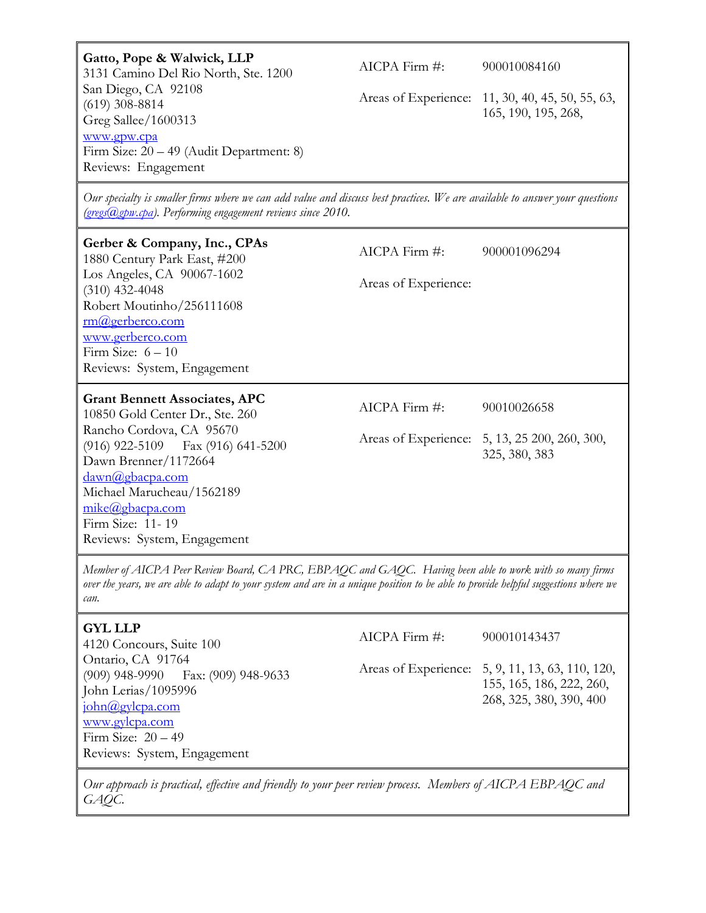**Gatto, Pope & Walwick, LLP**
3131 Camino Del Rio North, Ste. 1200
San Diego, CA 92108
(619) 308-8814
Greg Sallee/1600313
www.gpw.cpa
Firm Size: 20 – 49 (Audit Department: 8)
Reviews: Engagement

AICPA Firm #: 900010084160

Areas of Experience: 11, 30, 40, 45, 50, 55, 63, 165, 190, 195, 268,

*Our specialty is smaller firms where we can add value and discuss best practices. We are available to answer your questions (gregs@gpw.cpa). Performing engagement reviews since 2010.*

---

**Gerber & Company, Inc., CPAs**
1880 Century Park East, #200
Los Angeles, CA 90067-1602
(310) 432-4048
Robert Moutinho/256111608
rm@gerberco.com
www.gerberco.com
Firm Size: 6 – 10
Reviews: System, Engagement

AICPA Firm #: 900001096294

Areas of Experience:

---

**Grant Bennett Associates, APC**
10850 Gold Center Dr., Ste. 260
Rancho Cordova, CA 95670
(916) 922-5109 Fax (916) 641-5200
Dawn Brenner/1172664
dawn@gbacpa.com
Michael Marucheau/1562189
mike@gbacpa.com
Firm Size: 11- 19
Reviews: System, Engagement

AICPA Firm #: 90010026658

Areas of Experience: 5, 13, 25 200, 260, 300, 325, 380, 383

*Member of AICPA Peer Review Board, CA PRC, EBPAQC and GAQC. Having been able to work with so many firms over the years, we are able to adapt to your system and are in a unique position to be able to provide helpful suggestions where we can.*

---

**GYL LLP**
4120 Concours, Suite 100
Ontario, CA 91764
(909) 948-9990 Fax: (909) 948-9633
John Lerias/1095996
john@gylcpa.com
www.gylcpa.com
Firm Size: 20 – 49
Reviews: System, Engagement

AICPA Firm #: 900010143437

Areas of Experience: 5, 9, 11, 13, 63, 110, 120, 155, 165, 186, 222, 260, 268, 325, 380, 390, 400

*Our approach is practical, effective and friendly to your peer review process. Members of AICPA EBPAQC and GAQC.*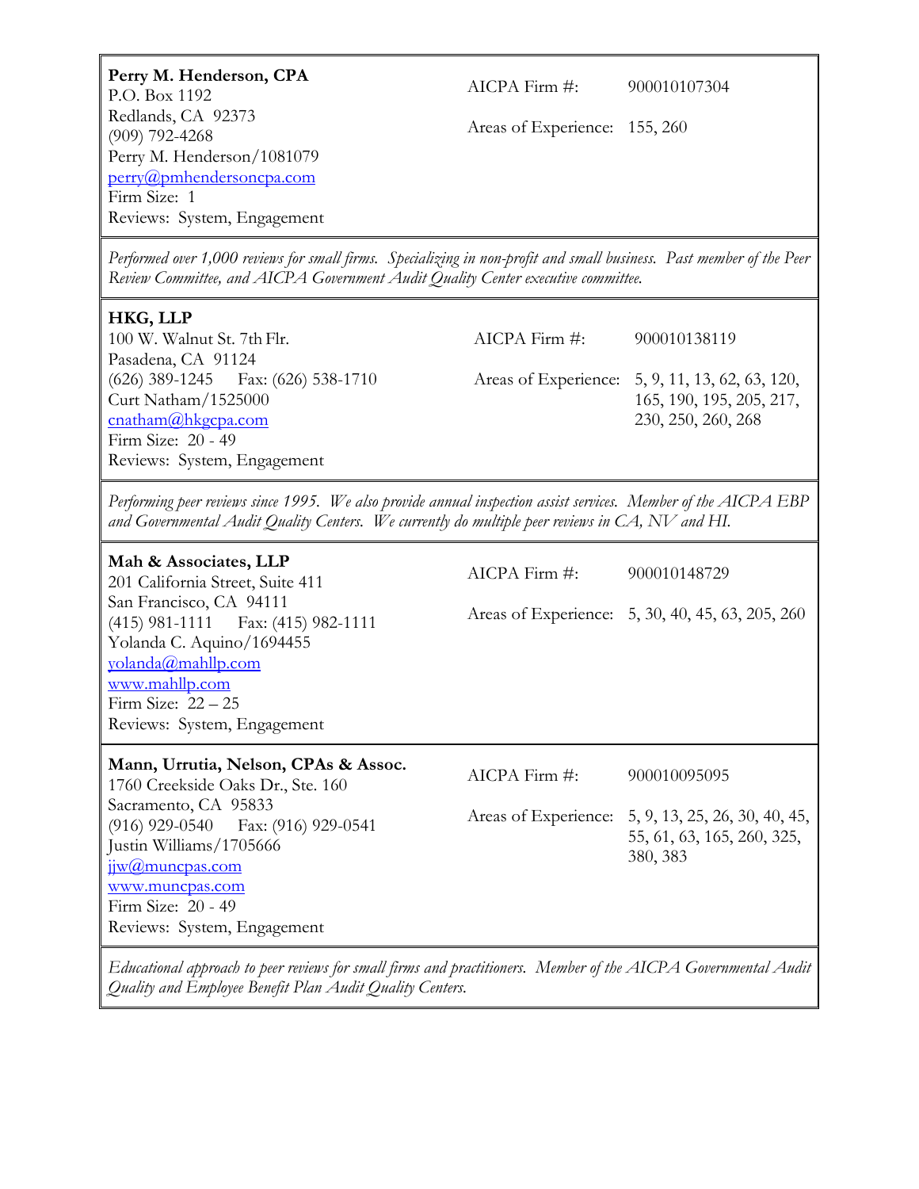**Perry M. Henderson, CPA**
P.O. Box 1192
Redlands, CA 92373
(909) 792-4268
Perry M. Henderson/1081079
perry@pmhendersoncpa.com
Firm Size: 1
Reviews: System, Engagement

AICPA Firm #: 900010107304

Areas of Experience: 155, 260

*Performed over 1,000 reviews for small firms. Specializing in non-profit and small business. Past member of the Peer Review Committee, and AICPA Government Audit Quality Center executive committee.*

---

**HKG, LLP**
100 W. Walnut St. 7th Flr.
Pasadena, CA 91124
(626) 389-1245 Fax: (626) 538-1710
Curt Natham/1525000
cnatham@hkgcpa.com
Firm Size: 20 - 49
Reviews: System, Engagement

AICPA Firm #: 900010138119

Areas of Experience: 5, 9, 11, 13, 62, 63, 120, 165, 190, 195, 205, 217, 230, 250, 260, 268

*Performing peer reviews since 1995. We also provide annual inspection assist services. Member of the AICPA EBP and Governmental Audit Quality Centers. We currently do multiple peer reviews in CA, NV and HI.*

---

**Mah & Associates, LLP**
201 California Street, Suite 411
San Francisco, CA 94111
(415) 981-1111 Fax: (415) 982-1111
Yolanda C. Aquino/1694455
yolanda@mahllp.com
www.mahllp.com
Firm Size: 22 – 25
Reviews: System, Engagement

AICPA Firm #: 900010148729

Areas of Experience: 5, 30, 40, 45, 63, 205, 260

---

**Mann, Urrutia, Nelson, CPAs & Assoc.**
1760 Creekside Oaks Dr., Ste. 160
Sacramento, CA 95833
(916) 929-0540 Fax: (916) 929-0541
Justin Williams/1705666
jjw@muncpas.com
www.muncpas.com
Firm Size: 20 - 49
Reviews: System, Engagement

AICPA Firm #: 900010095095

Areas of Experience: 5, 9, 13, 25, 26, 30, 40, 45, 55, 61, 63, 165, 260, 325, 380, 383

*Educational approach to peer reviews for small firms and practitioners. Member of the AICPA Governmental Audit Quality and Employee Benefit Plan Audit Quality Centers.*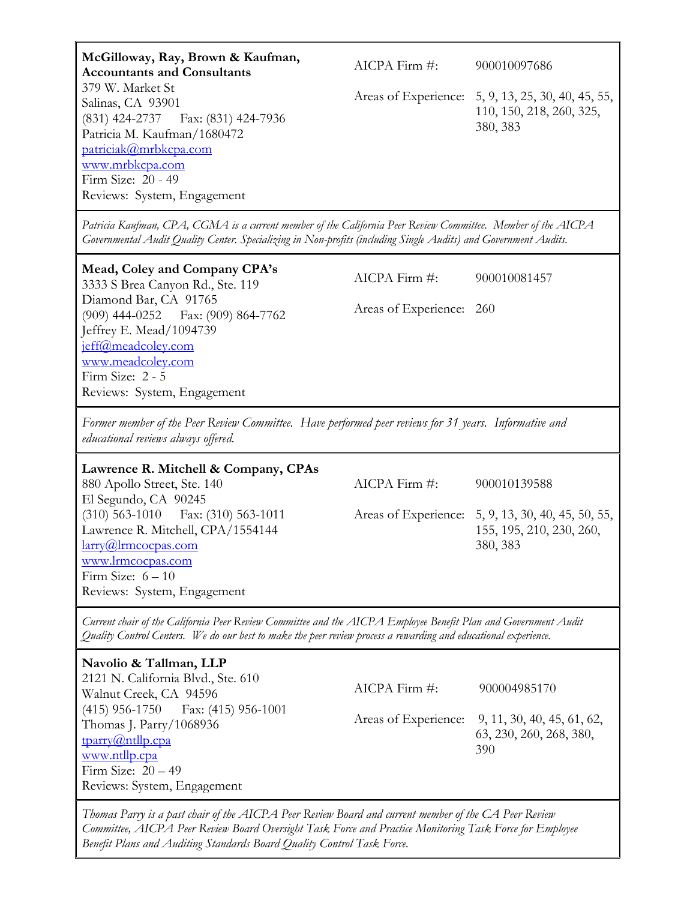**McGilloway, Ray, Brown & Kaufman, Accountants and Consultants**
379 W. Market St
Salinas, CA 93901
(831) 424-2737 Fax: (831) 424-7936
Patricia M. Kaufman/1680472
patriciak@mrbkcpa.com
www.mrbkcpa.com
Firm Size: 20 - 49
Reviews: System, Engagement

AICPA Firm #: 900010097686

Areas of Experience: 5, 9, 13, 25, 30, 40, 45, 55, 110, 150, 218, 260, 325, 380, 383

*Patricia Kaufman, CPA, CGMA is a current member of the California Peer Review Committee. Member of the AICPA Governmental Audit Quality Center. Specializing in Non-profits (including Single Audits) and Government Audits.*

---

**Mead, Coley and Company CPA's**
3333 S Brea Canyon Rd., Ste. 119
Diamond Bar, CA 91765
(909) 444-0252 Fax: (909) 864-7762
Jeffrey E. Mead/1094739
jeff@meadcoley.com
www.meadcoley.com
Firm Size: 2 - 5
Reviews: System, Engagement

AICPA Firm #: 900010081457

Areas of Experience: 260

*Former member of the Peer Review Committee. Have performed peer reviews for 31 years. Informative and educational reviews always offered.*

---

**Lawrence R. Mitchell & Company, CPAs**
880 Apollo Street, Ste. 140
El Segundo, CA 90245
(310) 563-1010 Fax: (310) 563-1011
Lawrence R. Mitchell, CPA/1554144
larry@lrmcocpas.com
www.lrmcocpas.com
Firm Size: 6 – 10
Reviews: System, Engagement

AICPA Firm #: 900010139588

Areas of Experience: 5, 9, 13, 30, 40, 45, 50, 55, 155, 195, 210, 230, 260, 380, 383

*Current chair of the California Peer Review Committee and the AICPA Employee Benefit Plan and Government Audit Quality Control Centers. We do our best to make the peer review process a rewarding and educational experience.*

---

**Navolio & Tallman, LLP**
2121 N. California Blvd., Ste. 610
Walnut Creek, CA 94596
(415) 956-1750 Fax: (415) 956-1001
Thomas J. Parry/1068936
tparry@ntllp.cpa
www.ntllp.cpa
Firm Size: 20 – 49
Reviews: System, Engagement

AICPA Firm #: 900004985170

Areas of Experience: 9, 11, 30, 40, 45, 61, 62, 63, 230, 260, 268, 380, 390

*Thomas Parry is a past chair of the AICPA Peer Review Board and current member of the CA Peer Review Committee, AICPA Peer Review Board Oversight Task Force and Practice Monitoring Task Force for Employee Benefit Plans and Auditing Standards Board Quality Control Task Force.*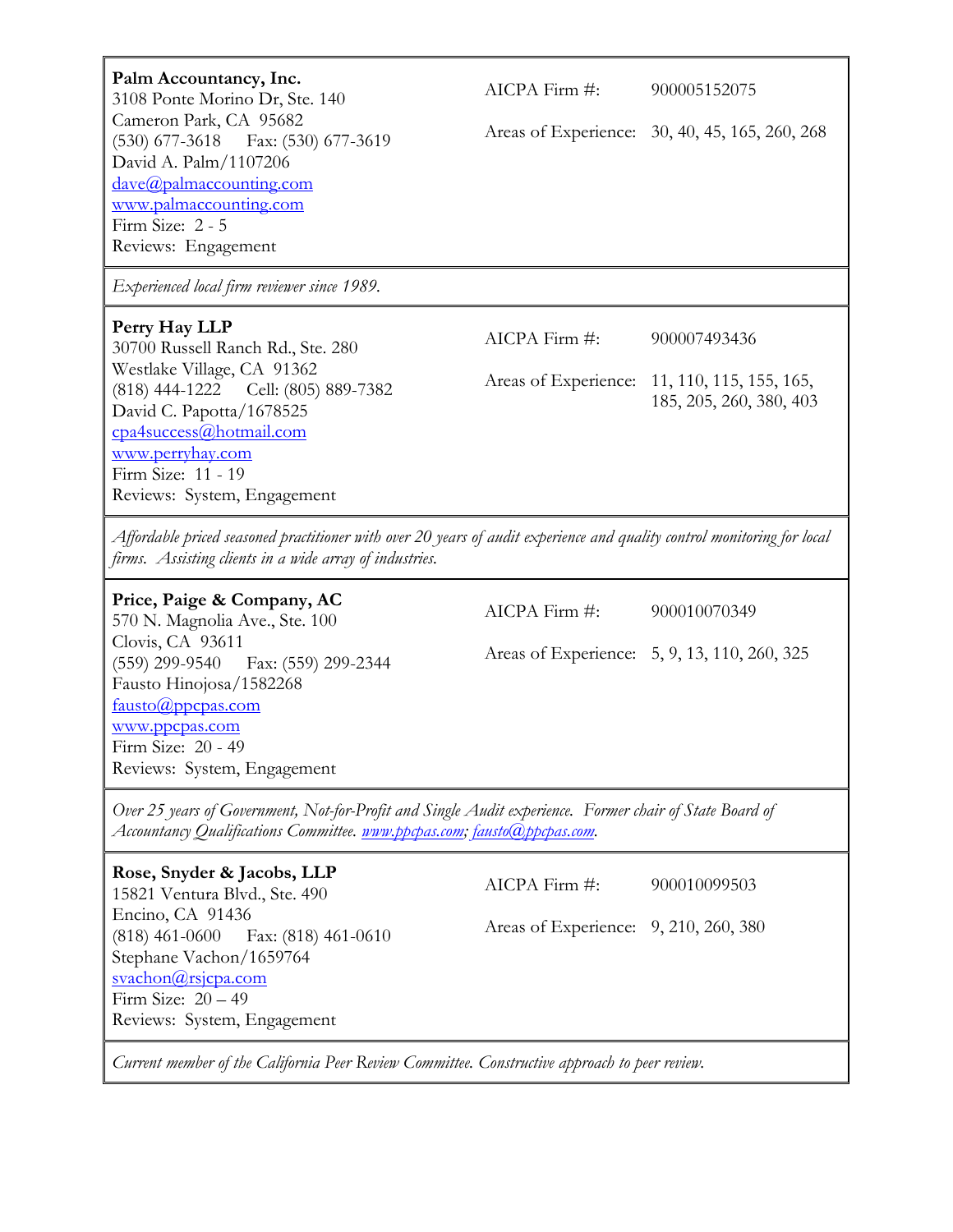**Palm Accountancy, Inc.**
3108 Ponte Morino Dr, Ste. 140
Cameron Park, CA 95682
(530) 677-3618 Fax: (530) 677-3619
David A. Palm/1107206
dave@palmaccounting.com
www.palmaccounting.com
Firm Size: 2 - 5
Reviews: Engagement

AICPA Firm #: 900005152075

Areas of Experience: 30, 40, 45, 165, 260, 268

*Experienced local firm reviewer since 1989.*

---

**Perry Hay LLP**
30700 Russell Ranch Rd., Ste. 280
Westlake Village, CA 91362
(818) 444-1222 Cell: (805) 889-7382
David C. Papotta/1678525
cpa4success@hotmail.com
www.perryhay.com
Firm Size: 11 - 19
Reviews: System, Engagement

AICPA Firm #: 900007493436

Areas of Experience: 11, 110, 115, 155, 165, 185, 205, 260, 380, 403

*Affordable priced seasoned practitioner with over 20 years of audit experience and quality control monitoring for local firms. Assisting clients in a wide array of industries.*

---

**Price, Paige & Company, AC**
570 N. Magnolia Ave., Ste. 100
Clovis, CA 93611
(559) 299-9540 Fax: (559) 299-2344
Fausto Hinojosa/1582268
fausto@ppcpas.com
www.ppcpas.com
Firm Size: 20 - 49
Reviews: System, Engagement

AICPA Firm #: 900010070349

Areas of Experience: 5, 9, 13, 110, 260, 325

*Over 25 years of Government, Not-for-Profit and Single Audit experience. Former chair of State Board of Accountancy Qualifications Committee. www.ppcpas.com; fausto@ppcpas.com.*

---

**Rose, Snyder & Jacobs, LLP**
15821 Ventura Blvd., Ste. 490
Encino, CA 91436
(818) 461-0600 Fax: (818) 461-0610
Stephane Vachon/1659764
svachon@rsjcpa.com
Firm Size: 20 – 49
Reviews: System, Engagement

AICPA Firm #: 900010099503

Areas of Experience: 9, 210, 260, 380

*Current member of the California Peer Review Committee. Constructive approach to peer review.*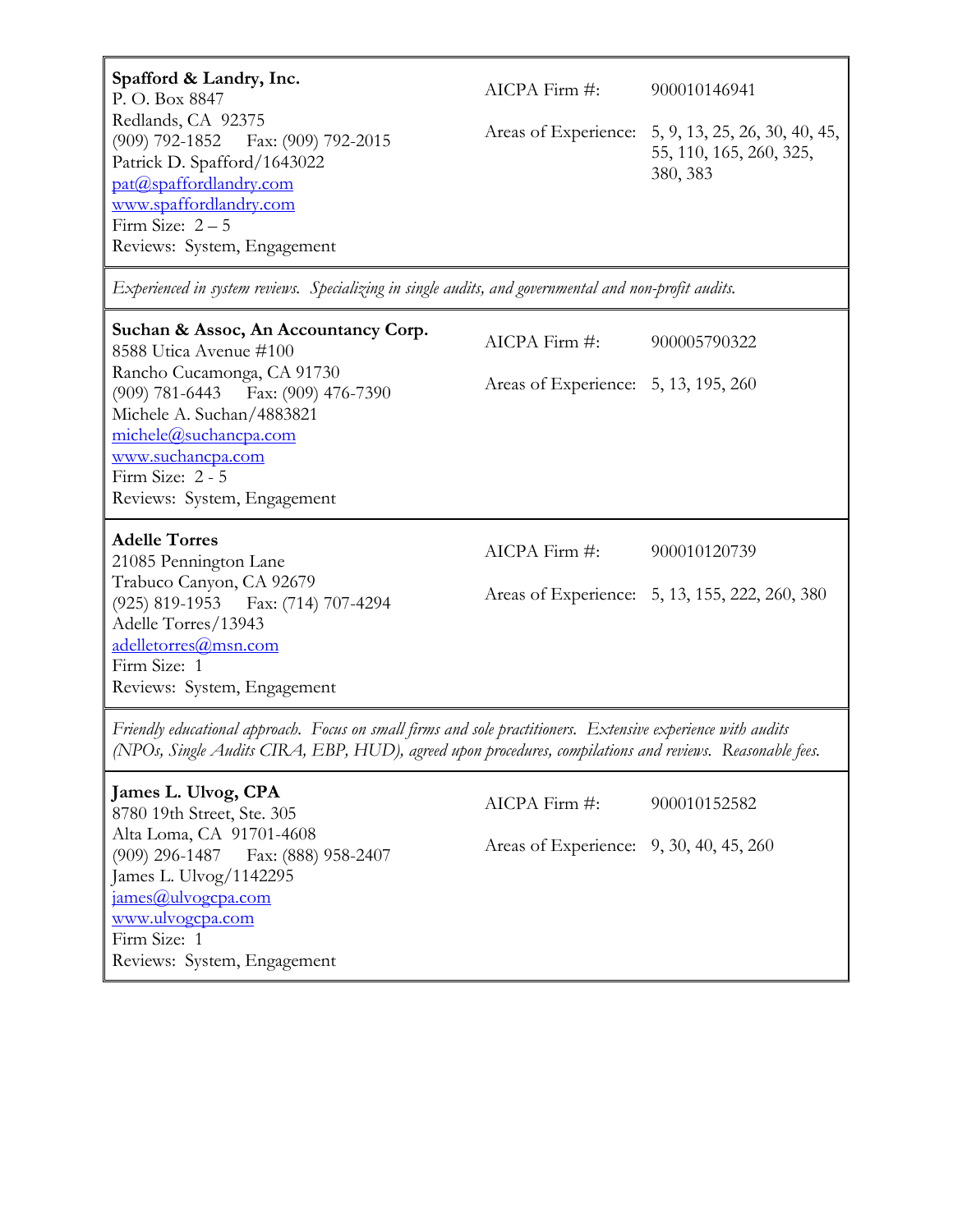**Spafford & Landry, Inc.**
P. O. Box 8847
Redlands, CA 92375
(909) 792-1852 Fax: (909) 792-2015
Patrick D. Spafford/1643022
pat@spaffordlandry.com
www.spaffordlandry.com
Firm Size: 2 – 5
Reviews: System, Engagement

AICPA Firm #: 900010146941

Areas of Experience: 5, 9, 13, 25, 26, 30, 40, 45, 55, 110, 165, 260, 325, 380, 383

*Experienced in system reviews. Specializing in single audits, and governmental and non-profit audits.*

---

**Suchan & Assoc, An Accountancy Corp.**
8588 Utica Avenue #100
Rancho Cucamonga, CA 91730
(909) 781-6443 Fax: (909) 476-7390
Michele A. Suchan/4883821
michele@suchancpa.com
www.suchancpa.com
Firm Size: 2 - 5
Reviews: System, Engagement

AICPA Firm #: 900005790322

Areas of Experience: 5, 13, 195, 260

---

**Adelle Torres**
21085 Pennington Lane
Trabuco Canyon, CA 92679
(925) 819-1953 Fax: (714) 707-4294
Adelle Torres/13943
adelletorres@msn.com
Firm Size: 1
Reviews: System, Engagement

AICPA Firm #: 900010120739

Areas of Experience: 5, 13, 155, 222, 260, 380

*Friendly educational approach. Focus on small firms and sole practitioners. Extensive experience with audits (NPOs, Single Audits CIRA, EBP, HUD), agreed upon procedures, compilations and reviews. Reasonable fees.*

---

**James L. Ulvog, CPA**
8780 19th Street, Ste. 305
Alta Loma, CA 91701-4608
(909) 296-1487 Fax: (888) 958-2407
James L. Ulvog/1142295
james@ulvogcpa.com
www.ulvogcpa.com
Firm Size: 1
Reviews: System, Engagement

AICPA Firm #: 900010152582

Areas of Experience: 9, 30, 40, 45, 260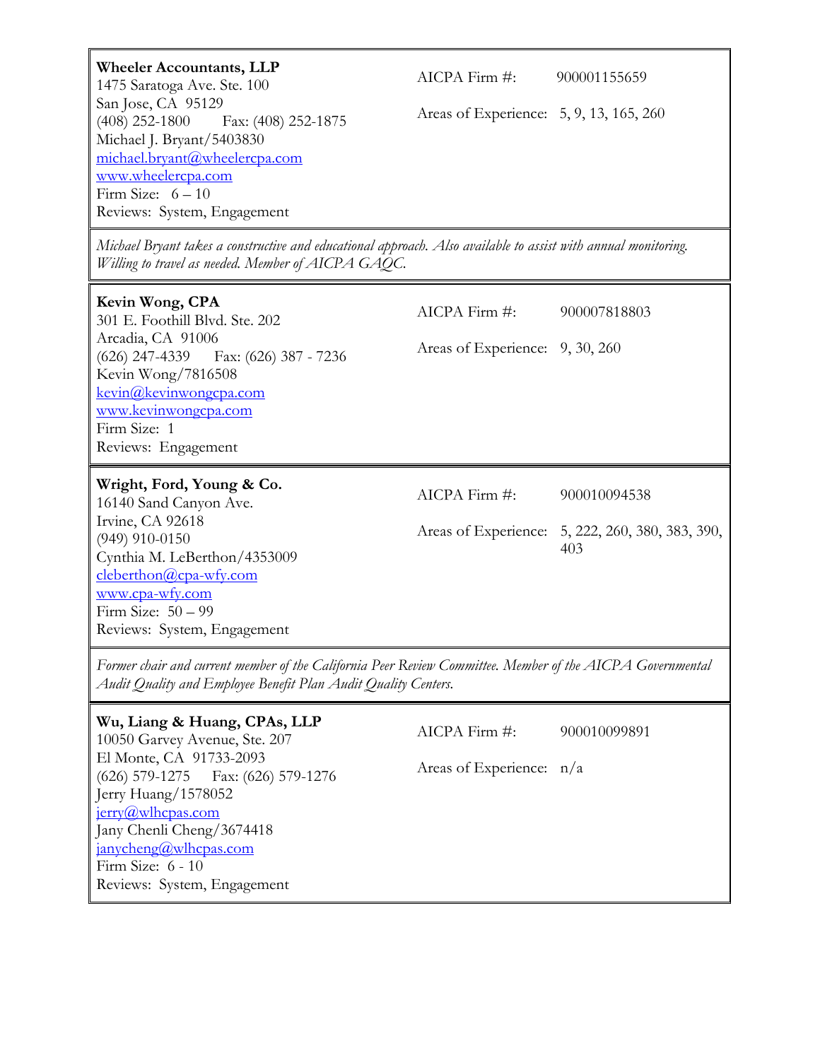**Wheeler Accountants, LLP**
1475 Saratoga Ave. Ste. 100
San Jose, CA 95129
(408) 252-1800 Fax: (408) 252-1875
Michael J. Bryant/5403830
michael.bryant@wheelercpa.com
www.wheelercpa.com
Firm Size: 6 – 10
Reviews: System, Engagement

AICPA Firm #: 900001155659

Areas of Experience: 5, 9, 13, 165, 260

*Michael Bryant takes a constructive and educational approach. Also available to assist with annual monitoring. Willing to travel as needed. Member of AICPA GAQC.*

---

**Kevin Wong, CPA**
301 E. Foothill Blvd. Ste. 202
Arcadia, CA 91006
(626) 247-4339 Fax: (626) 387 - 7236
Kevin Wong/7816508
kevin@kevinwongcpa.com
www.kevinwongcpa.com
Firm Size: 1
Reviews: Engagement

AICPA Firm #: 900007818803

Areas of Experience: 9, 30, 260

---

**Wright, Ford, Young & Co.**
16140 Sand Canyon Ave.
Irvine, CA 92618
(949) 910-0150
Cynthia M. LeBerthon/4353009
cleberthon@cpa-wfy.com
www.cpa-wfy.com
Firm Size: 50 – 99
Reviews: System, Engagement

AICPA Firm #: 900010094538

Areas of Experience: 5, 222, 260, 380, 383, 390, 403

*Former chair and current member of the California Peer Review Committee. Member of the AICPA Governmental Audit Quality and Employee Benefit Plan Audit Quality Centers.*

---

**Wu, Liang & Huang, CPAs, LLP**
10050 Garvey Avenue, Ste. 207
El Monte, CA 91733-2093
(626) 579-1275 Fax: (626) 579-1276
Jerry Huang/1578052
jerry@wlhcpas.com
Jany Chenli Cheng/3674418
janycheng@wlhcpas.com
Firm Size: 6 - 10
Reviews: System, Engagement

AICPA Firm #: 900010099891

Areas of Experience: n/a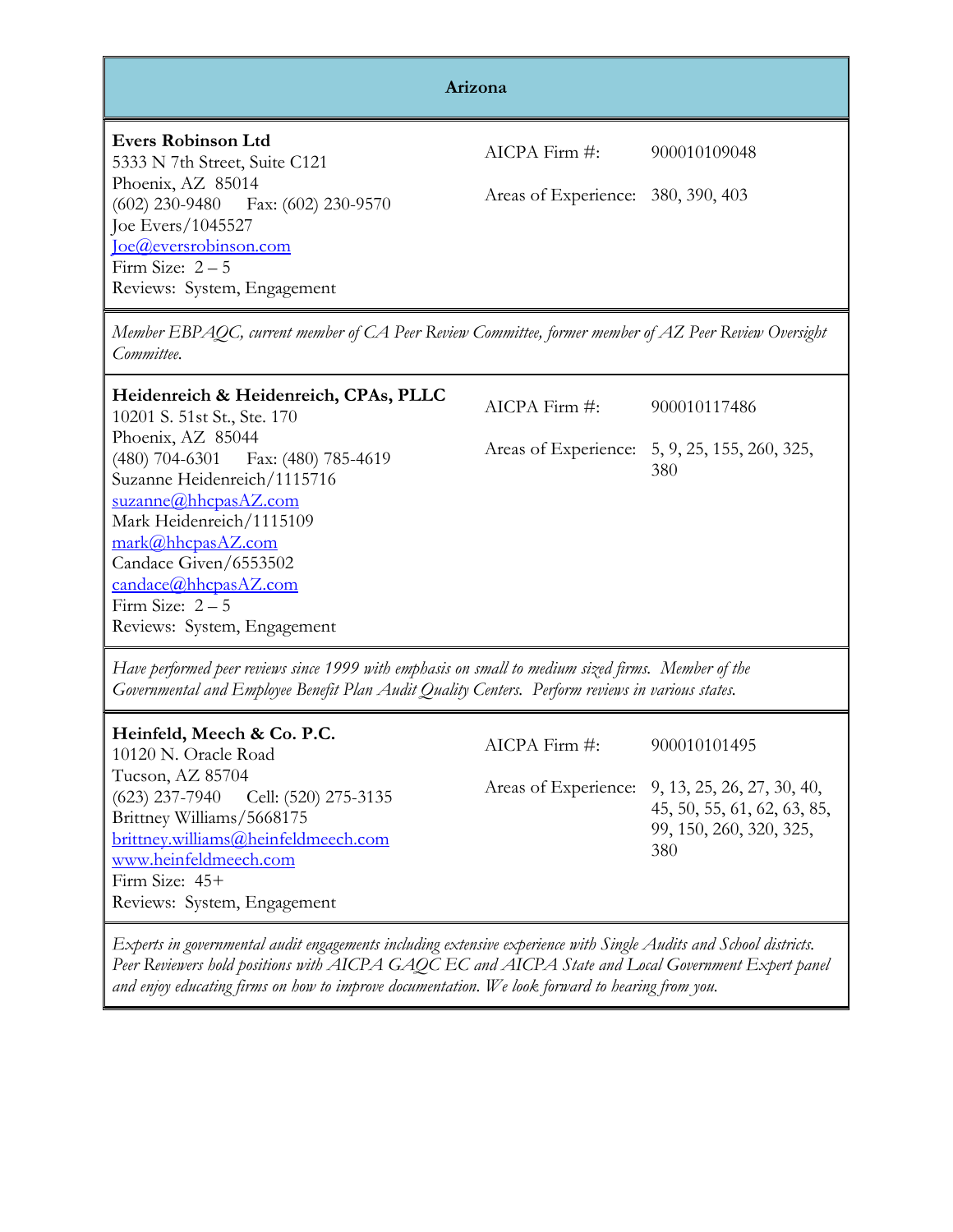## Arizona

**Evers Robinson Ltd**
5333 N 7th Street, Suite C121
Phoenix, AZ 85014
(602) 230-9480 Fax: (602) 230-9570
Joe Evers/1045527
Joe@eversrobinson.com
Firm Size: 2 – 5
Reviews: System, Engagement

AICPA Firm #: 900010109048

Areas of Experience: 380, 390, 403

*Member EBPAQC, current member of CA Peer Review Committee, former member of AZ Peer Review Oversight Committee.*

---

**Heidenreich & Heidenreich, CPAs, PLLC**
10201 S. 51st St., Ste. 170
Phoenix, AZ 85044
(480) 704-6301 Fax: (480) 785-4619
Suzanne Heidenreich/1115716
suzanne@hhcpasAZ.com
Mark Heidenreich/1115109
mark@hhcpasAZ.com
Candace Given/6553502
candace@hhcpasAZ.com
Firm Size: 2 – 5
Reviews: System, Engagement

AICPA Firm #: 900010117486

Areas of Experience: 5, 9, 25, 155, 260, 325, 380

*Have performed peer reviews since 1999 with emphasis on small to medium sized firms. Member of the Governmental and Employee Benefit Plan Audit Quality Centers. Perform reviews in various states.*

---

**Heinfeld, Meech & Co. P.C.**
10120 N. Oracle Road
Tucson, AZ 85704
(623) 237-7940 Cell: (520) 275-3135
Brittney Williams/5668175
brittney.williams@heinfeldmeech.com
www.heinfeldmeech.com
Firm Size: 45+
Reviews: System, Engagement

AICPA Firm #: 900010101495

Areas of Experience: 9, 13, 25, 26, 27, 30, 40, 45, 50, 55, 61, 62, 63, 85, 99, 150, 260, 320, 325, 380

*Experts in governmental audit engagements including extensive experience with Single Audits and School districts. Peer Reviewers hold positions with AICPA GAQC EC and AICPA State and Local Government Expert panel and enjoy educating firms on how to improve documentation. We look forward to hearing from you.*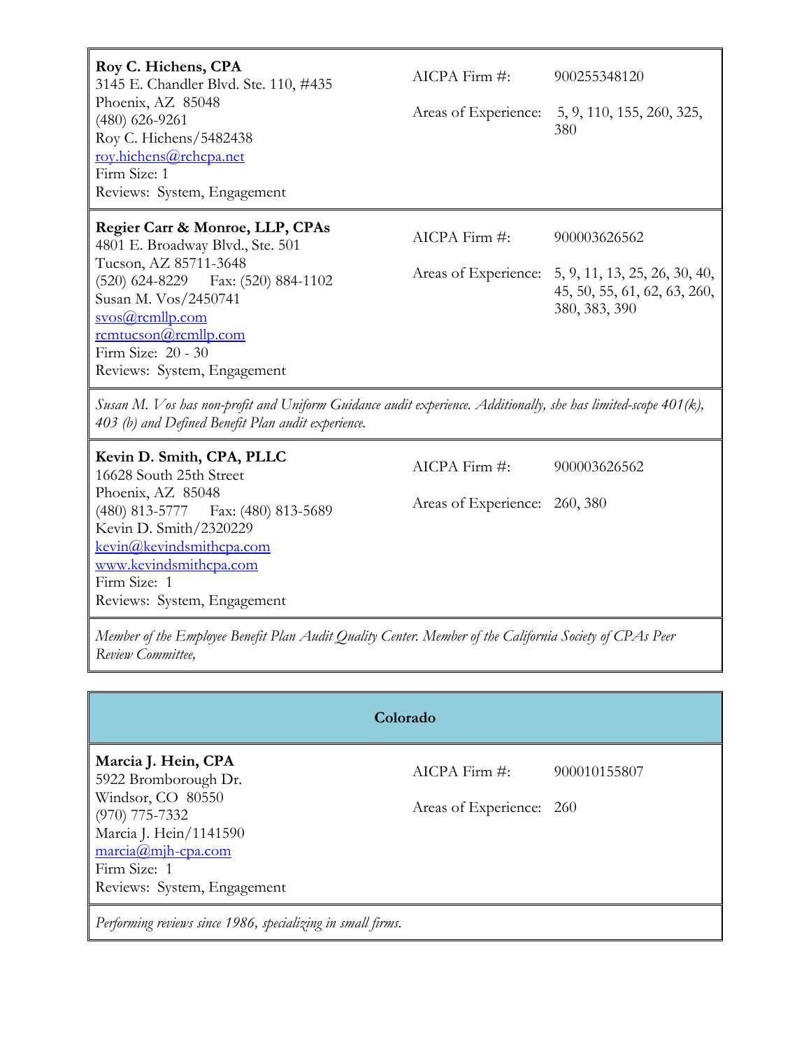**Roy C. Hichens, CPA**
3145 E. Chandler Blvd. Ste. 110, #435
Phoenix, AZ 85048
(480) 626-9261
Roy C. Hichens/5482438
roy.hichens@rchcpa.net
Firm Size: 1
Reviews: System, Engagement

AICPA Firm #: 900255348120

Areas of Experience: 5, 9, 110, 155, 260, 325, 380

---

**Regier Carr & Monroe, LLP, CPAs**
4801 E. Broadway Blvd., Ste. 501
Tucson, AZ 85711-3648
(520) 624-8229 Fax: (520) 884-1102
Susan M. Vos/2450741
svos@rcmllp.com
rcmtucson@rcmllp.com
Firm Size: 20 - 30
Reviews: System, Engagement

AICPA Firm #: 900003626562

Areas of Experience: 5, 9, 11, 13, 25, 26, 30, 40, 45, 50, 55, 61, 62, 63, 260, 380, 383, 390

*Susan M. Vos has non-profit and Uniform Guidance audit experience. Additionally, she has limited-scope 401(k), 403 (b) and Defined Benefit Plan audit experience.*

---

**Kevin D. Smith, CPA, PLLC**
16628 South 25th Street
Phoenix, AZ 85048
(480) 813-5777 Fax: (480) 813-5689
Kevin D. Smith/2320229
kevin@kevindsmithcpa.com
www.kevindsmithcpa.com
Firm Size: 1
Reviews: System, Engagement

AICPA Firm #: 900003626562

Areas of Experience: 260, 380

*Member of the Employee Benefit Plan Audit Quality Center. Member of the California Society of CPAs Peer Review Committee,*

---

## Colorado

**Marcia J. Hein, CPA**
5922 Bromborough Dr.
Windsor, CO 80550
(970) 775-7332
Marcia J. Hein/1141590
marcia@mjh-cpa.com
Firm Size: 1
Reviews: System, Engagement

AICPA Firm #: 900010155807

Areas of Experience: 260

*Performing reviews since 1986, specializing in small firms.*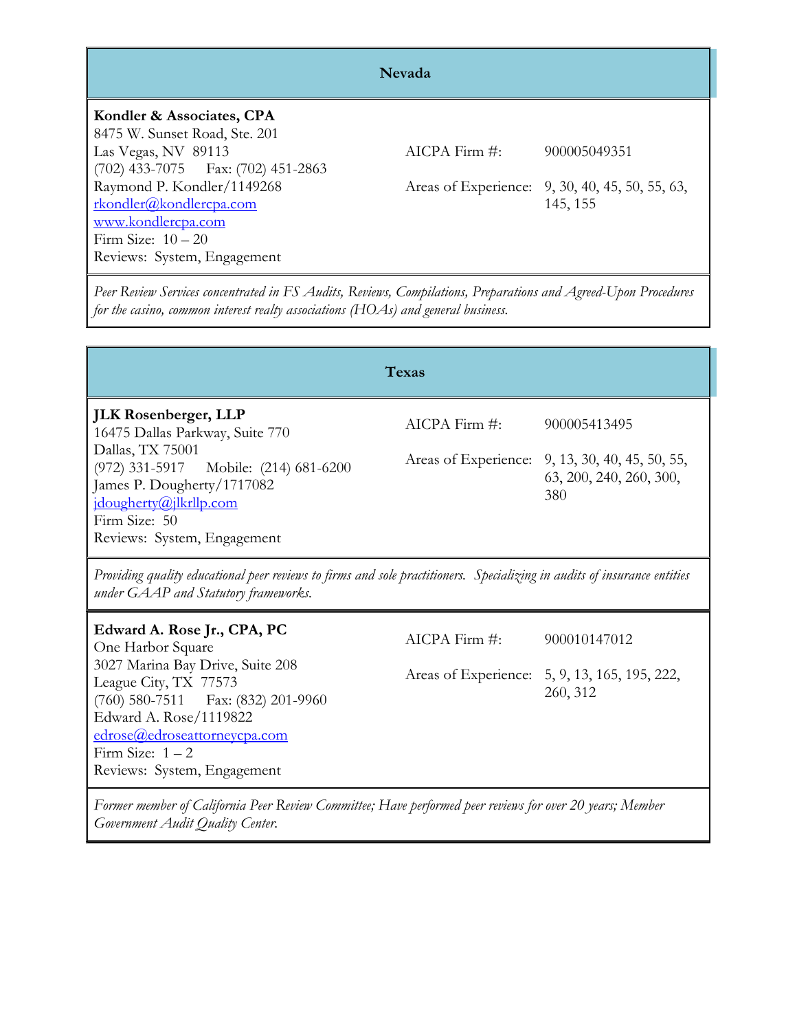## Nevada

**Kondler & Associates, CPA**
8475 W. Sunset Road, Ste. 201
Las Vegas, NV 89113
(702) 433-7075 Fax: (702) 451-2863
Raymond P. Kondler/1149268
rkondler@kondlercpa.com
www.kondlercpa.com
Firm Size: 10 – 20
Reviews: System, Engagement

AICPA Firm #: 900005049351

Areas of Experience: 9, 30, 40, 45, 50, 55, 63, 145, 155

*Peer Review Services concentrated in FS Audits, Reviews, Compilations, Preparations and Agreed-Upon Procedures for the casino, common interest realty associations (HOAs) and general business.*

## Texas

**JLK Rosenberger, LLP**
16475 Dallas Parkway, Suite 770
Dallas, TX 75001
(972) 331-5917 Mobile: (214) 681-6200
James P. Dougherty/1717082
jdougherty@jlkrllp.com
Firm Size: 50
Reviews: System, Engagement

AICPA Firm #: 900005413495

Areas of Experience: 9, 13, 30, 40, 45, 50, 55, 63, 200, 240, 260, 300, 380

*Providing quality educational peer reviews to firms and sole practitioners. Specializing in audits of insurance entities under GAAP and Statutory frameworks.*

**Edward A. Rose Jr., CPA, PC**
One Harbor Square
3027 Marina Bay Drive, Suite 208
League City, TX 77573
(760) 580-7511 Fax: (832) 201-9960
Edward A. Rose/1119822
edrose@edroseattorneycpa.com
Firm Size: 1 – 2
Reviews: System, Engagement

AICPA Firm #: 900010147012

Areas of Experience: 5, 9, 13, 165, 195, 222, 260, 312

*Former member of California Peer Review Committee; Have performed peer reviews for over 20 years; Member Government Audit Quality Center.*